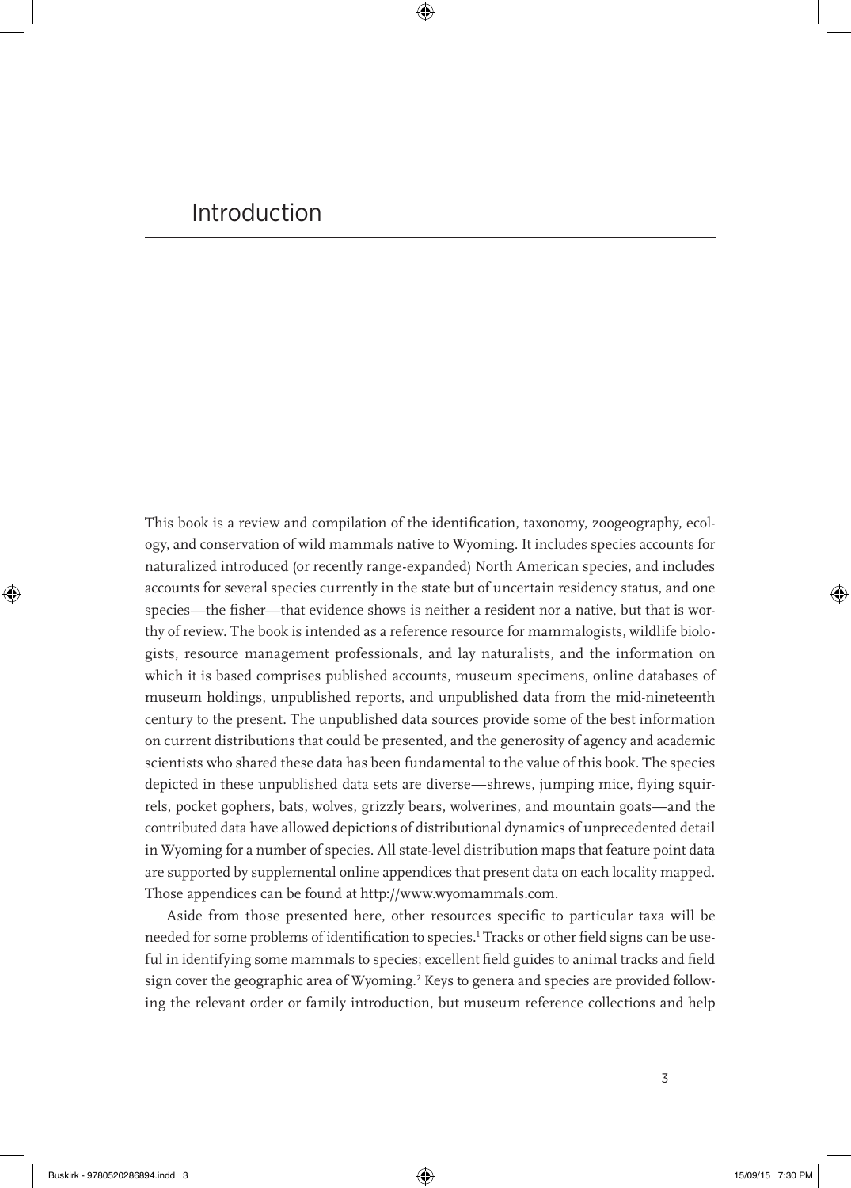# Introduction

This book is a review and compilation of the identification, taxonomy, zoogeography, ecology, and conservation of wild mammals native to Wyoming. It includes species accounts for naturalized introduced (or recently range-expanded) North American species, and includes accounts for several species currently in the state but of uncertain residency status, and one species—the fisher—that evidence shows is neither a resident nor a native, but that is worthy of review. The book is intended as a reference resource for mammalogists, wildlife biologists, resource management professionals, and lay naturalists, and the information on which it is based comprises published accounts, museum specimens, online databases of museum holdings, unpublished reports, and unpublished data from the mid-nineteenth century to the present. The unpublished data sources provide some of the best information on current distributions that could be presented, and the generosity of agency and academic scientists who shared these data has been fundamental to the value of this book. The species depicted in these unpublished data sets are diverse—shrews, jumping mice, flying squirrels, pocket gophers, bats, wolves, grizzly bears, wolverines, and mountain goats—and the contributed data have allowed depictions of distributional dynamics of unprecedented detail in Wyoming for a number of species. All state-level distribution maps that feature point data are supported by supplemental online appendices that present data on each locality mapped. Those appendices can be found at http://www.wyomammals.com.

Aside from those presented here, other resources specific to particular taxa will be needed for some problems of identification to species.[1] Tracks or other field signs can be useful in identifying some mammals to species; excellent field guides to animal tracks and field sign cover the geographic area of Wyoming.[2] Keys to genera and species are provided following the relevant order or family introduction, but museum reference collections and help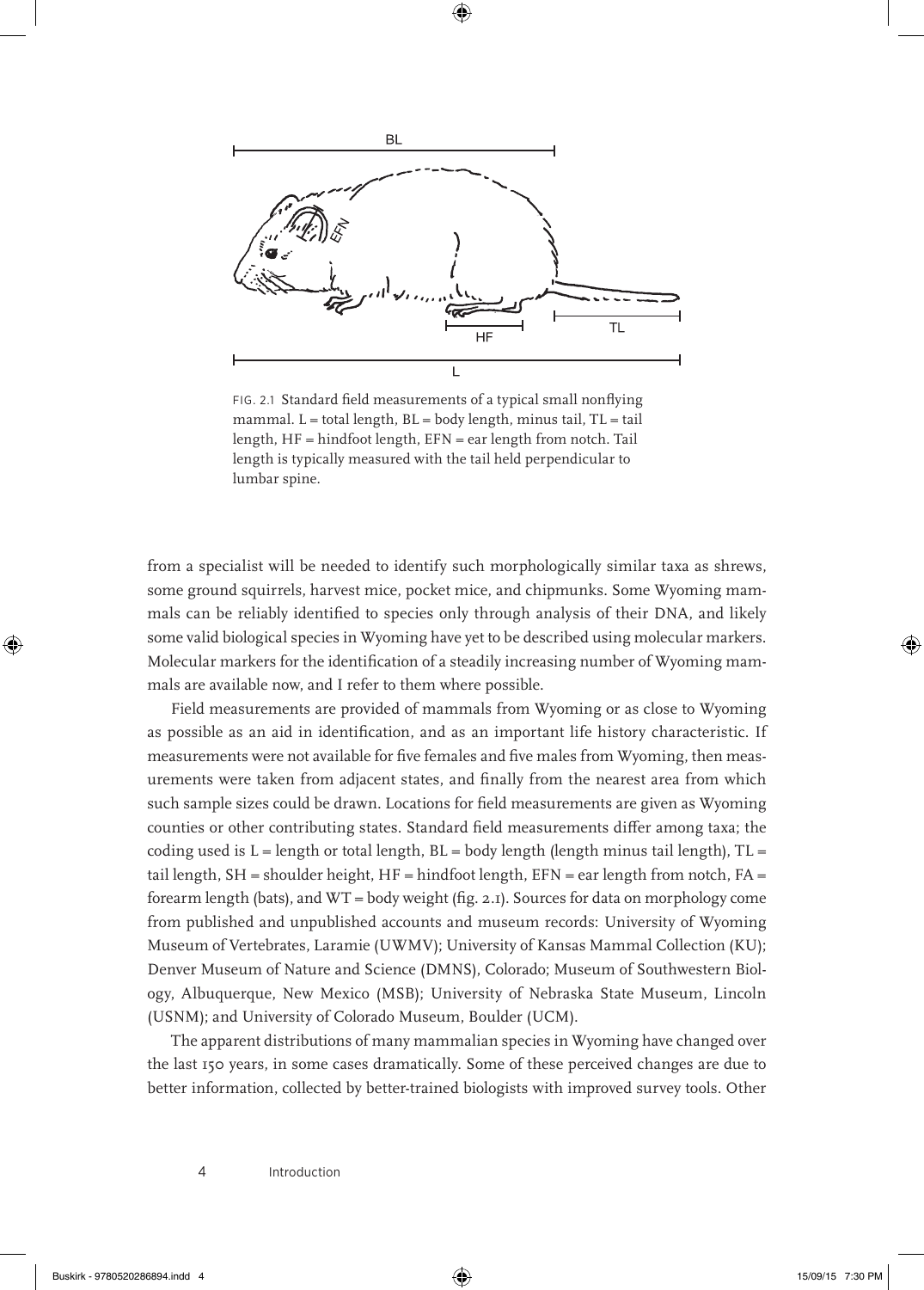FIG. 2.1 Standard field measurements of a typical small nonflying mammal. L = total length, BL = body length, minus tail, TL = tail length, HF = hindfoot length, EFN = ear length from notch. Tail length is typically measured with the tail held perpendicular to lumbar spine.

from a specialist will be needed to identify such morphologically similar taxa as shrews, some ground squirrels, harvest mice, pocket mice, and chipmunks. Some Wyoming mammals can be reliably identified to species only through analysis of their DNA, and likely some valid biological species in Wyoming have yet to be described using molecular markers. Molecular markers for the identification of a steadily increasing number of Wyoming mammals are available now, and I refer to them where possible.

Field measurements are provided of mammals from Wyoming or as close to Wyoming as possible as an aid in identification, and as an important life history characteristic. If measurements were not available for five females and five males from Wyoming, then measurements were taken from adjacent states, and finally from the nearest area from which such sample sizes could be drawn. Locations for field measurements are given as Wyoming counties or other contributing states. Standard field measurements differ among taxa; the coding used is L = length or total length, BL = body length (length minus tail length), TL = tail length, SH = shoulder height, HF = hindfoot length, EFN = ear length from notch, FA = forearm length (bats), and WT = body weight (fig. 2.1). Sources for data on morphology come from published and unpublished accounts and museum records: University of Wyoming Museum of Vertebrates, Laramie (UWMV); University of Kansas Mammal Collection (KU); Denver Museum of Nature and Science (DMNS), Colorado; Museum of Southwestern Biology, Albuquerque, New Mexico (MSB); University of Nebraska State Museum, Lincoln (USNM); and University of Colorado Museum, Boulder (UCM).

The apparent distributions of many mammalian species in Wyoming have changed over the last 150 years, in some cases dramatically. Some of these perceived changes are due to better information, collected by better-trained biologists with improved survey tools. Other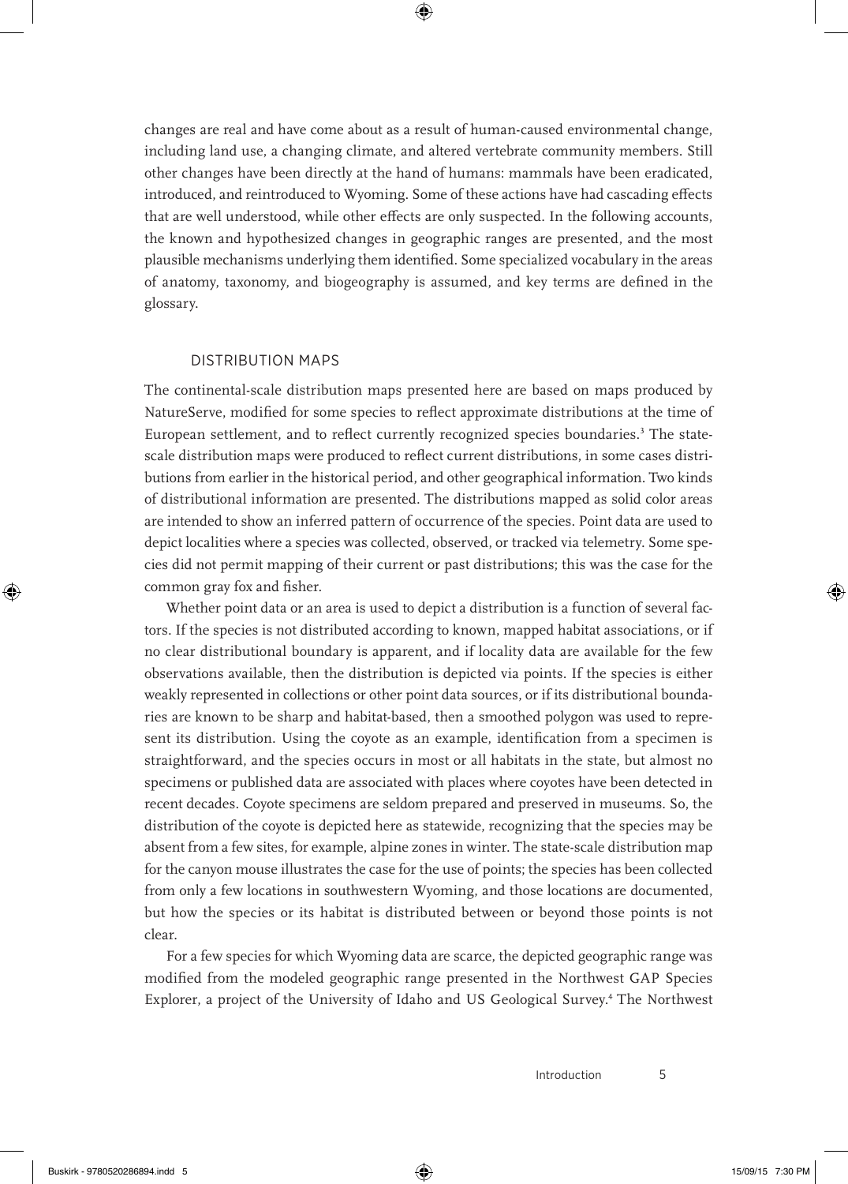changes are real and have come about as a result of human-caused environmental change, including land use, a changing climate, and altered vertebrate community members. Still other changes have been directly at the hand of humans: mammals have been eradicated, introduced, and reintroduced to Wyoming. Some of these actions have had cascading effects that are well understood, while other effects are only suspected. In the following accounts, the known and hypothesized changes in geographic ranges are presented, and the most plausible mechanisms underlying them identified. Some specialized vocabulary in the areas of anatomy, taxonomy, and biogeography is assumed, and key terms are defined in the glossary.

## DISTRIBUTION MAPS

The continental-scale distribution maps presented here are based on maps produced by NatureServe, modified for some species to reflect approximate distributions at the time of European settlement, and to reflect currently recognized species boundaries.[3] The state-scale distribution maps were produced to reflect current distributions, in some cases distributions from earlier in the historical period, and other geographical information. Two kinds of distributional information are presented. The distributions mapped as solid color areas are intended to show an inferred pattern of occurrence of the species. Point data are used to depict localities where a species was collected, observed, or tracked via telemetry. Some species did not permit mapping of their current or past distributions; this was the case for the common gray fox and fisher.

Whether point data or an area is used to depict a distribution is a function of several factors. If the species is not distributed according to known, mapped habitat associations, or if no clear distributional boundary is apparent, and if locality data are available for the few observations available, then the distribution is depicted via points. If the species is either weakly represented in collections or other point data sources, or if its distributional boundaries are known to be sharp and habitat-based, then a smoothed polygon was used to represent its distribution. Using the coyote as an example, identification from a specimen is straightforward, and the species occurs in most or all habitats in the state, but almost no specimens or published data are associated with places where coyotes have been detected in recent decades. Coyote specimens are seldom prepared and preserved in museums. So, the distribution of the coyote is depicted here as statewide, recognizing that the species may be absent from a few sites, for example, alpine zones in winter. The state-scale distribution map for the canyon mouse illustrates the case for the use of points; the species has been collected from only a few locations in southwestern Wyoming, and those locations are documented, but how the species or its habitat is distributed between or beyond those points is not clear.

For a few species for which Wyoming data are scarce, the depicted geographic range was modified from the modeled geographic range presented in the Northwest GAP Species Explorer, a project of the University of Idaho and US Geological Survey.[4] The Northwest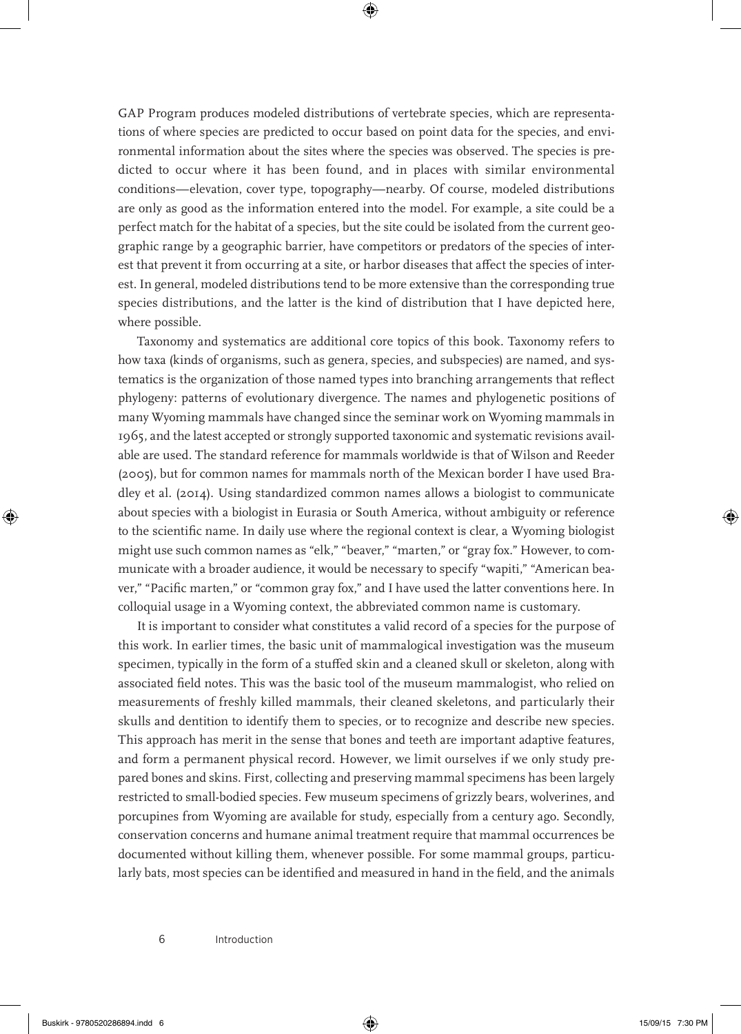GAP Program produces modeled distributions of vertebrate species, which are representations of where species are predicted to occur based on point data for the species, and environmental information about the sites where the species was observed. The species is predicted to occur where it has been found, and in places with similar environmental conditions—elevation, cover type, topography—nearby. Of course, modeled distributions are only as good as the information entered into the model. For example, a site could be a perfect match for the habitat of a species, but the site could be isolated from the current geographic range by a geographic barrier, have competitors or predators of the species of interest that prevent it from occurring at a site, or harbor diseases that affect the species of interest. In general, modeled distributions tend to be more extensive than the corresponding true species distributions, and the latter is the kind of distribution that I have depicted here, where possible.

Taxonomy and systematics are additional core topics of this book. Taxonomy refers to how taxa (kinds of organisms, such as genera, species, and subspecies) are named, and systematics is the organization of those named types into branching arrangements that reflect phylogeny: patterns of evolutionary divergence. The names and phylogenetic positions of many Wyoming mammals have changed since the seminar work on Wyoming mammals in 1965, and the latest accepted or strongly supported taxonomic and systematic revisions available are used. The standard reference for mammals worldwide is that of Wilson and Reeder (2005), but for common names for mammals north of the Mexican border I have used Bradley et al. (2014). Using standardized common names allows a biologist to communicate about species with a biologist in Eurasia or South America, without ambiguity or reference to the scientific name. In daily use where the regional context is clear, a Wyoming biologist might use such common names as "elk," "beaver," "marten," or "gray fox." However, to communicate with a broader audience, it would be necessary to specify "wapiti," "American beaver," "Pacific marten," or "common gray fox," and I have used the latter conventions here. In colloquial usage in a Wyoming context, the abbreviated common name is customary.

It is important to consider what constitutes a valid record of a species for the purpose of this work. In earlier times, the basic unit of mammalogical investigation was the museum specimen, typically in the form of a stuffed skin and a cleaned skull or skeleton, along with associated field notes. This was the basic tool of the museum mammalogist, who relied on measurements of freshly killed mammals, their cleaned skeletons, and particularly their skulls and dentition to identify them to species, or to recognize and describe new species. This approach has merit in the sense that bones and teeth are important adaptive features, and form a permanent physical record. However, we limit ourselves if we only study prepared bones and skins. First, collecting and preserving mammal specimens has been largely restricted to small-bodied species. Few museum specimens of grizzly bears, wolverines, and porcupines from Wyoming are available for study, especially from a century ago. Secondly, conservation concerns and humane animal treatment require that mammal occurrences be documented without killing them, whenever possible. For some mammal groups, particularly bats, most species can be identified and measured in hand in the field, and the animals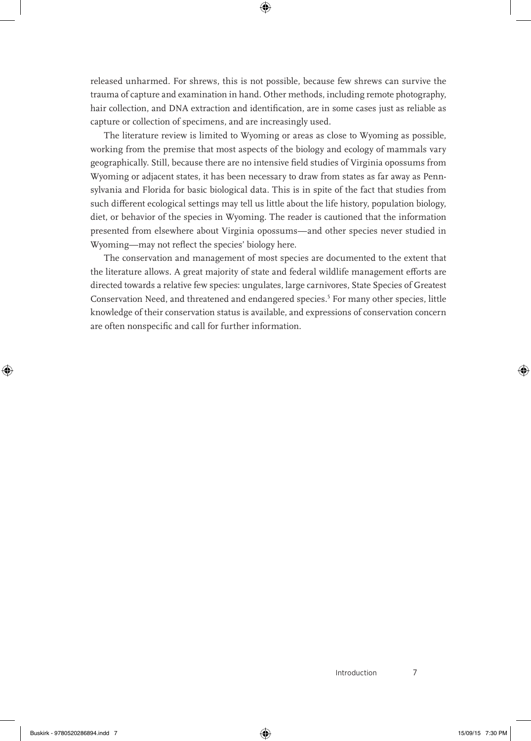released unharmed. For shrews, this is not possible, because few shrews can survive the trauma of capture and examination in hand. Other methods, including remote photography, hair collection, and DNA extraction and identification, are in some cases just as reliable as capture or collection of specimens, and are increasingly used.

The literature review is limited to Wyoming or areas as close to Wyoming as possible, working from the premise that most aspects of the biology and ecology of mammals vary geographically. Still, because there are no intensive field studies of Virginia opossums from Wyoming or adjacent states, it has been necessary to draw from states as far away as Pennsylvania and Florida for basic biological data. This is in spite of the fact that studies from such different ecological settings may tell us little about the life history, population biology, diet, or behavior of the species in Wyoming. The reader is cautioned that the information presented from elsewhere about Virginia opossums—and other species never studied in Wyoming—may not reflect the species' biology here.

The conservation and management of most species are documented to the extent that the literature allows. A great majority of state and federal wildlife management efforts are directed towards a relative few species: ungulates, large carnivores, State Species of Greatest Conservation Need, and threatened and endangered species.[5] For many other species, little knowledge of their conservation status is available, and expressions of conservation concern are often nonspecific and call for further information.